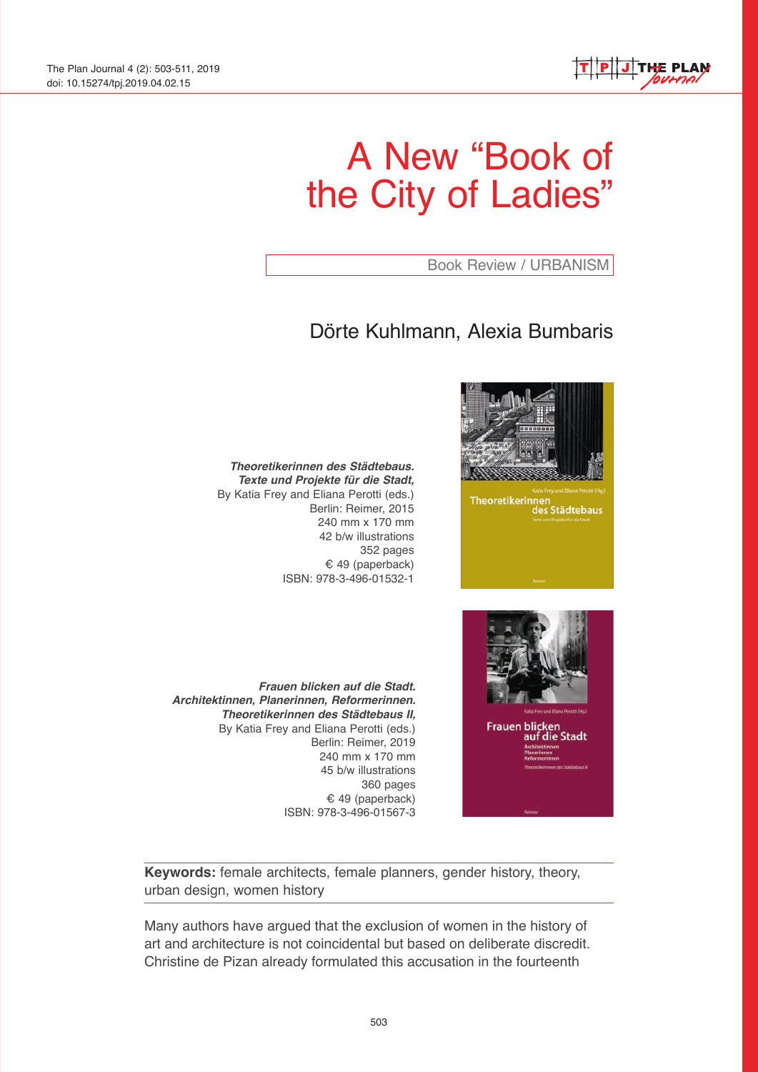# A New "Book of the City of Ladies"

Book Review / URBANISM

## Dörte Kuhlmann, Alexia Bumbaris

***Theoretikerinnen des Städtebaus. Texte und Projekte für die Stadt,***
By Katia Frey and Eliana Perotti (eds.)
Berlin: Reimer, 2015
240 mm x 170 mm
42 b/w illustrations
352 pages
€ 49 (paperback)
ISBN: 978-3-496-01532-1

***Frauen blicken auf die Stadt. Architektinnen, Planerinnen, Reformerinnen. Theoretikerinnen des Städtebaus II,***
By Katia Frey and Eliana Perotti (eds.)
Berlin: Reimer, 2019
240 mm x 170 mm
45 b/w illustrations
360 pages
€ 49 (paperback)
ISBN: 978-3-496-01567-3

**Keywords:** female architects, female planners, gender history, theory, urban design, women history

Many authors have argued that the exclusion of women in the history of art and architecture is not coincidental but based on deliberate discredit. Christine de Pizan already formulated this accusation in the fourteenth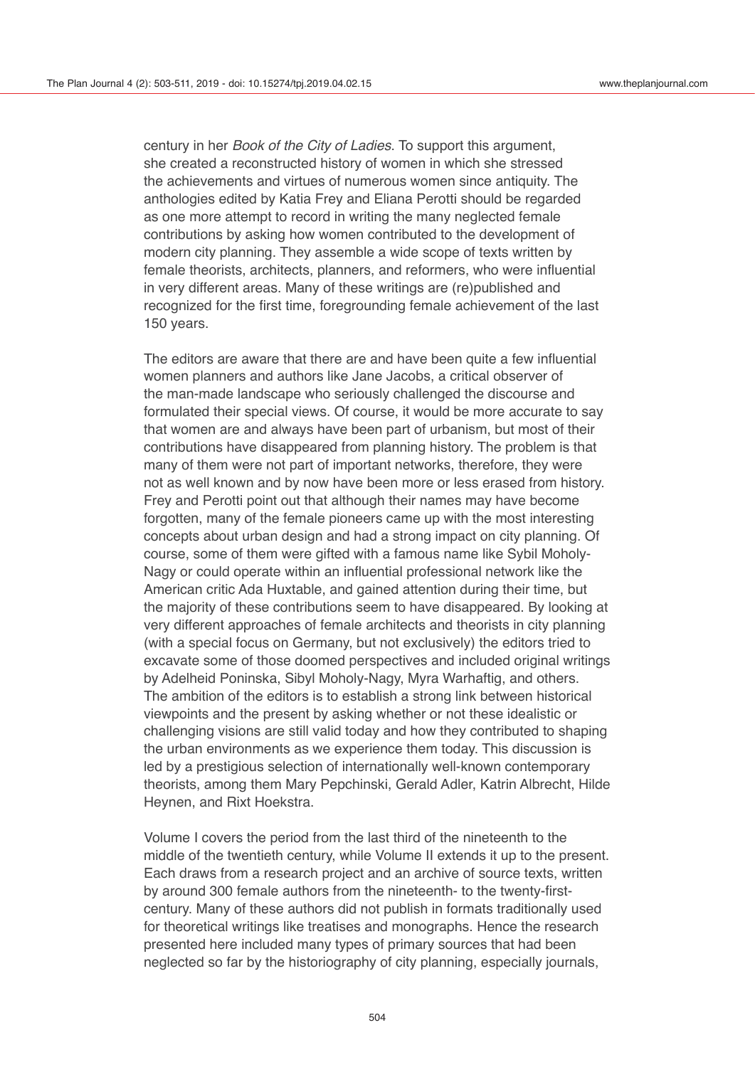century in her *Book of the City of Ladies*. To support this argument, she created a reconstructed history of women in which she stressed the achievements and virtues of numerous women since antiquity. The anthologies edited by Katia Frey and Eliana Perotti should be regarded as one more attempt to record in writing the many neglected female contributions by asking how women contributed to the development of modern city planning. They assemble a wide scope of texts written by female theorists, architects, planners, and reformers, who were influential in very different areas. Many of these writings are (re)published and recognized for the first time, foregrounding female achievement of the last 150 years.

The editors are aware that there are and have been quite a few influential women planners and authors like Jane Jacobs, a critical observer of the man-made landscape who seriously challenged the discourse and formulated their special views. Of course, it would be more accurate to say that women are and always have been part of urbanism, but most of their contributions have disappeared from planning history. The problem is that many of them were not part of important networks, therefore, they were not as well known and by now have been more or less erased from history. Frey and Perotti point out that although their names may have become forgotten, many of the female pioneers came up with the most interesting concepts about urban design and had a strong impact on city planning. Of course, some of them were gifted with a famous name like Sybil Moholy-Nagy or could operate within an influential professional network like the American critic Ada Huxtable, and gained attention during their time, but the majority of these contributions seem to have disappeared. By looking at very different approaches of female architects and theorists in city planning (with a special focus on Germany, but not exclusively) the editors tried to excavate some of those doomed perspectives and included original writings by Adelheid Poninska, Sibyl Moholy-Nagy, Myra Warhaftig, and others. The ambition of the editors is to establish a strong link between historical viewpoints and the present by asking whether or not these idealistic or challenging visions are still valid today and how they contributed to shaping the urban environments as we experience them today. This discussion is led by a prestigious selection of internationally well-known contemporary theorists, among them Mary Pepchinski, Gerald Adler, Katrin Albrecht, Hilde Heynen, and Rixt Hoekstra.

Volume I covers the period from the last third of the nineteenth to the middle of the twentieth century, while Volume II extends it up to the present. Each draws from a research project and an archive of source texts, written by around 300 female authors from the nineteenth- to the twenty-first-century. Many of these authors did not publish in formats traditionally used for theoretical writings like treatises and monographs. Hence the research presented here included many types of primary sources that had been neglected so far by the historiography of city planning, especially journals,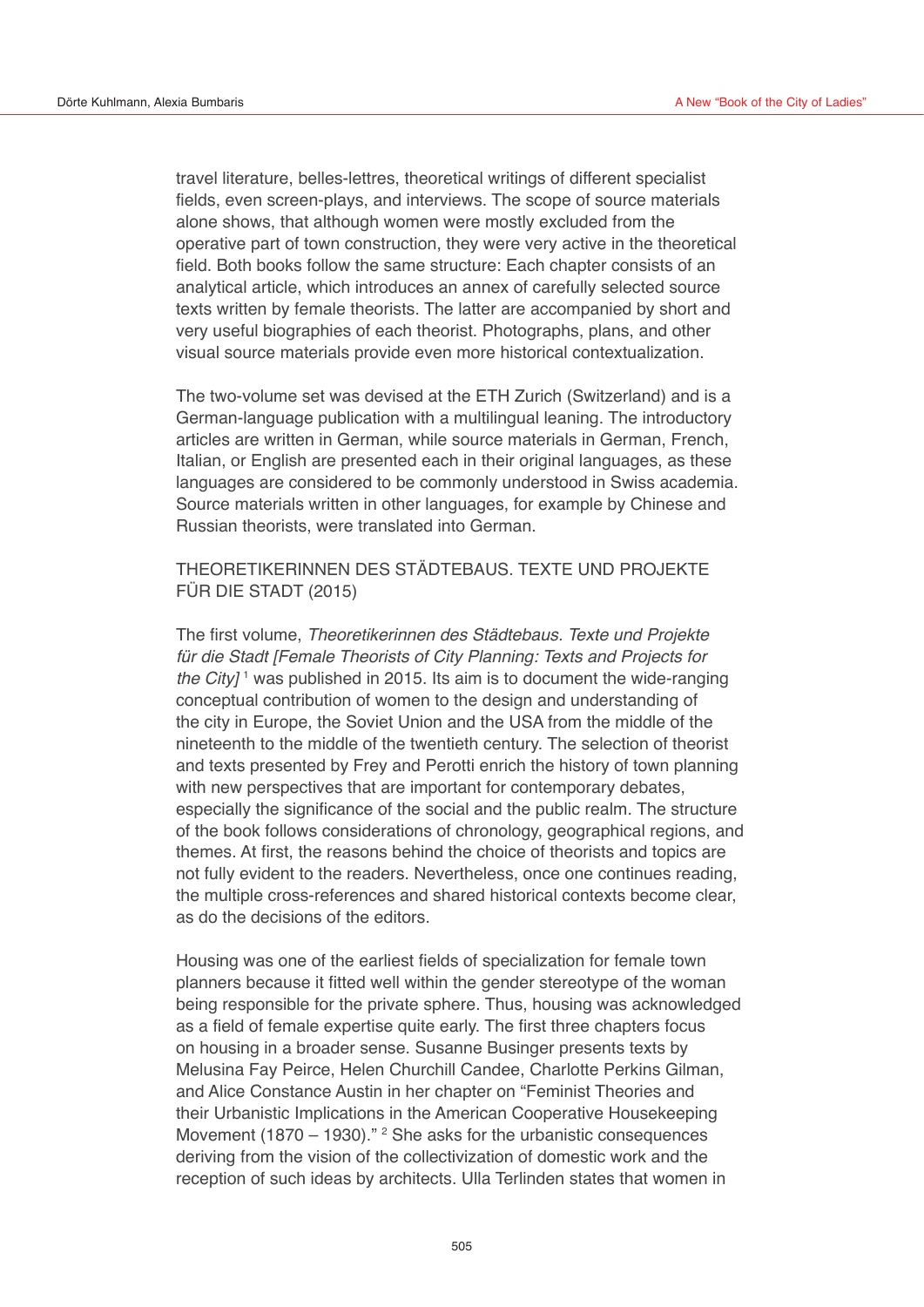travel literature, belles-lettres, theoretical writings of different specialist fields, even screen-plays, and interviews. The scope of source materials alone shows, that although women were mostly excluded from the operative part of town construction, they were very active in the theoretical field. Both books follow the same structure: Each chapter consists of an analytical article, which introduces an annex of carefully selected source texts written by female theorists. The latter are accompanied by short and very useful biographies of each theorist. Photographs, plans, and other visual source materials provide even more historical contextualization.

The two-volume set was devised at the ETH Zurich (Switzerland) and is a German-language publication with a multilingual leaning. The introductory articles are written in German, while source materials in German, French, Italian, or English are presented each in their original languages, as these languages are considered to be commonly understood in Swiss academia. Source materials written in other languages, for example by Chinese and Russian theorists, were translated into German.

## THEORETIKERINNEN DES STÄDTEBAUS. TEXTE UND PROJEKTE FÜR DIE STADT (2015)

The first volume, *Theoretikerinnen des Städtebaus. Texte und Projekte für die Stadt [Female Theorists of City Planning: Texts and Projects for the City]* [1] was published in 2015. Its aim is to document the wide-ranging conceptual contribution of women to the design and understanding of the city in Europe, the Soviet Union and the USA from the middle of the nineteenth to the middle of the twentieth century. The selection of theorist and texts presented by Frey and Perotti enrich the history of town planning with new perspectives that are important for contemporary debates, especially the significance of the social and the public realm. The structure of the book follows considerations of chronology, geographical regions, and themes. At first, the reasons behind the choice of theorists and topics are not fully evident to the readers. Nevertheless, once one continues reading, the multiple cross-references and shared historical contexts become clear, as do the decisions of the editors.

Housing was one of the earliest fields of specialization for female town planners because it fitted well within the gender stereotype of the woman being responsible for the private sphere. Thus, housing was acknowledged as a field of female expertise quite early. The first three chapters focus on housing in a broader sense. Susanne Businger presents texts by Melusina Fay Peirce, Helen Churchill Candee, Charlotte Perkins Gilman, and Alice Constance Austin in her chapter on “Feminist Theories and their Urbanistic Implications in the American Cooperative Housekeeping Movement (1870 – 1930).” [2] She asks for the urbanistic consequences deriving from the vision of the collectivization of domestic work and the reception of such ideas by architects. Ulla Terlinden states that women in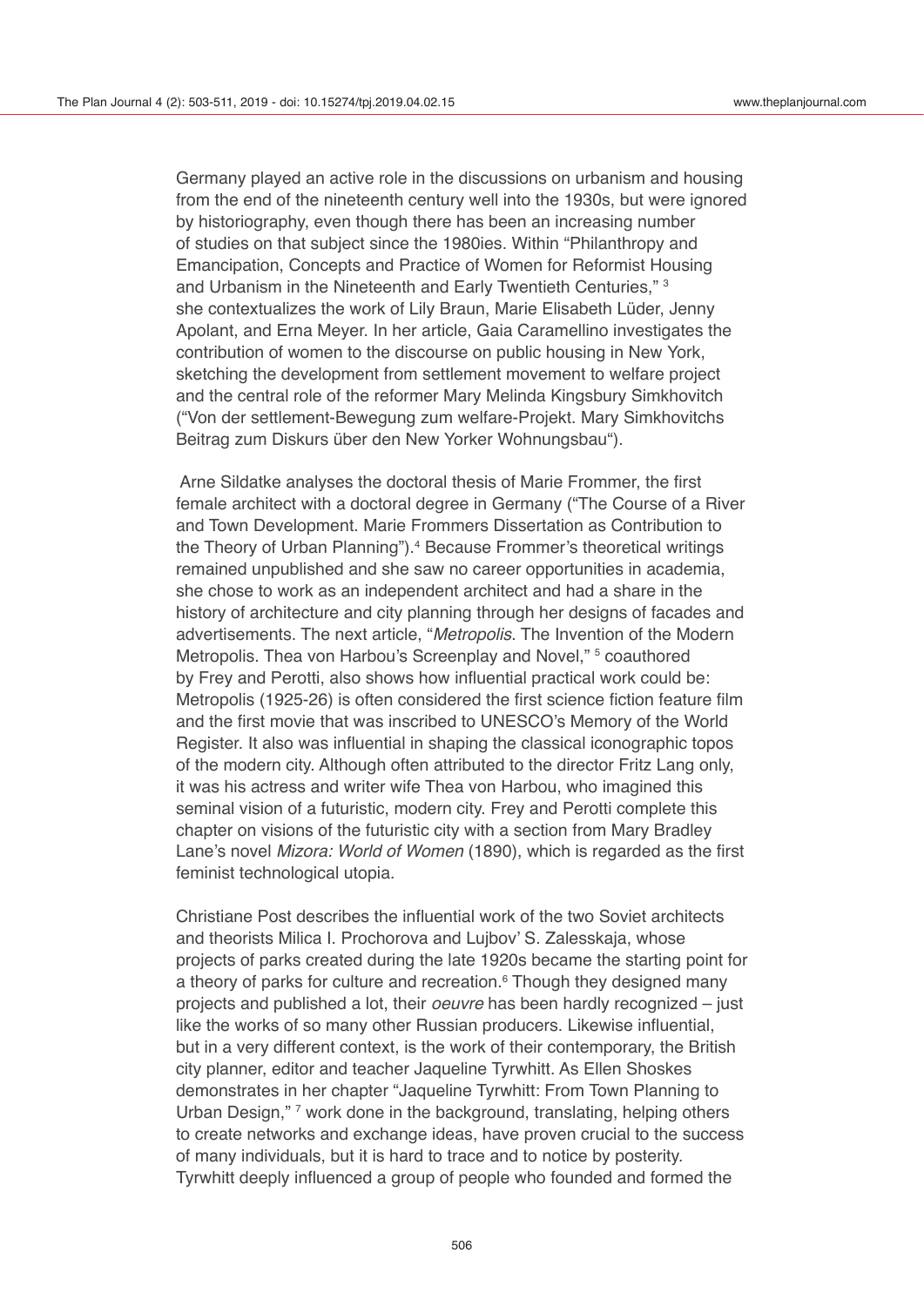Germany played an active role in the discussions on urbanism and housing from the end of the nineteenth century well into the 1930s, but were ignored by historiography, even though there has been an increasing number of studies on that subject since the 1980ies. Within "Philanthropy and Emancipation, Concepts and Practice of Women for Reformist Housing and Urbanism in the Nineteenth and Early Twentieth Centuries," [3] she contextualizes the work of Lily Braun, Marie Elisabeth Lüder, Jenny Apolant, and Erna Meyer. In her article, Gaia Caramellino investigates the contribution of women to the discourse on public housing in New York, sketching the development from settlement movement to welfare project and the central role of the reformer Mary Melinda Kingsbury Simkhovitch ("Von der settlement-Bewegung zum welfare-Projekt. Mary Simkhovitchs Beitrag zum Diskurs über den New Yorker Wohnungsbau").

Arne Sildatke analyses the doctoral thesis of Marie Frommer, the first female architect with a doctoral degree in Germany ("The Course of a River and Town Development. Marie Frommers Dissertation as Contribution to the Theory of Urban Planning").[4] Because Frommer's theoretical writings remained unpublished and she saw no career opportunities in academia, she chose to work as an independent architect and had a share in the history of architecture and city planning through her designs of facades and advertisements. The next article, "*Metropolis*. The Invention of the Modern Metropolis. Thea von Harbou's Screenplay and Novel," [5] coauthored by Frey and Perotti, also shows how influential practical work could be: Metropolis (1925-26) is often considered the first science fiction feature film and the first movie that was inscribed to UNESCO's Memory of the World Register. It also was influential in shaping the classical iconographic topos of the modern city. Although often attributed to the director Fritz Lang only, it was his actress and writer wife Thea von Harbou, who imagined this seminal vision of a futuristic, modern city. Frey and Perotti complete this chapter on visions of the futuristic city with a section from Mary Bradley Lane's novel *Mizora: World of Women* (1890), which is regarded as the first feminist technological utopia.

Christiane Post describes the influential work of the two Soviet architects and theorists Milica I. Prochorova and Lujbov' S. Zalesskaja, whose projects of parks created during the late 1920s became the starting point for a theory of parks for culture and recreation.[6] Though they designed many projects and published a lot, their *oeuvre* has been hardly recognized – just like the works of so many other Russian producers. Likewise influential, but in a very different context, is the work of their contemporary, the British city planner, editor and teacher Jaqueline Tyrwhitt. As Ellen Shoskes demonstrates in her chapter "Jaqueline Tyrwhitt: From Town Planning to Urban Design," [7] work done in the background, translating, helping others to create networks and exchange ideas, have proven crucial to the success of many individuals, but it is hard to trace and to notice by posterity. Tyrwhitt deeply influenced a group of people who founded and formed the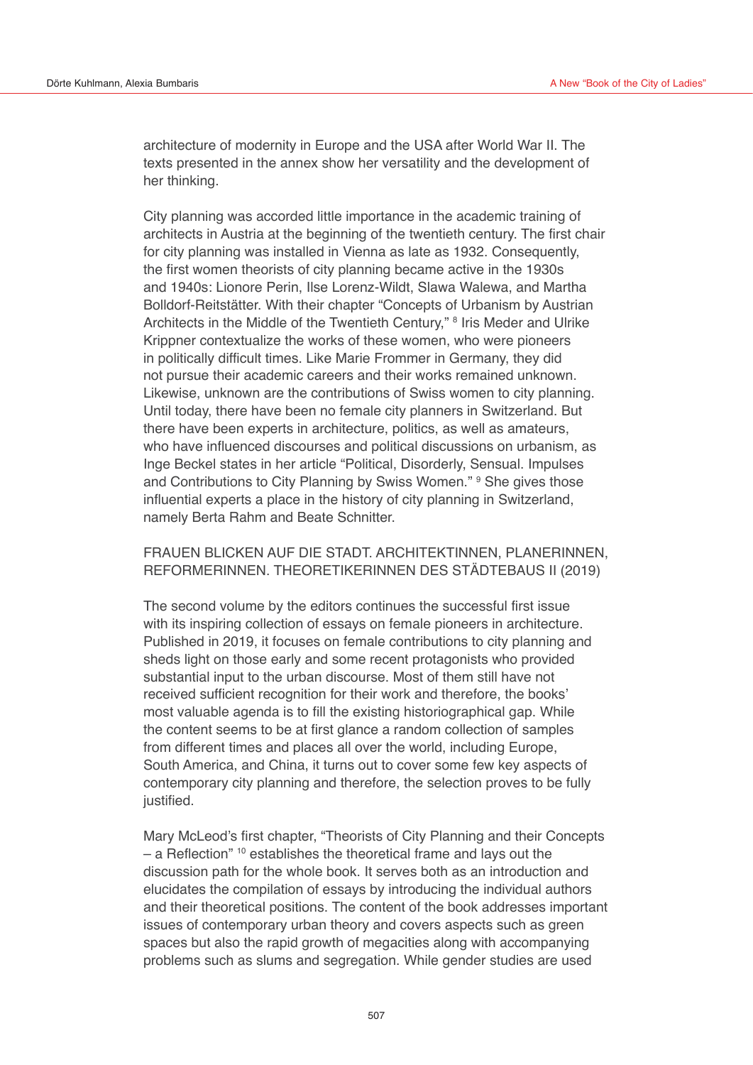architecture of modernity in Europe and the USA after World War II. The texts presented in the annex show her versatility and the development of her thinking.

City planning was accorded little importance in the academic training of architects in Austria at the beginning of the twentieth century. The first chair for city planning was installed in Vienna as late as 1932. Consequently, the first women theorists of city planning became active in the 1930s and 1940s: Lionore Perin, Ilse Lorenz-Wildt, Slawa Walewa, and Martha Bolldorf-Reitstätter. With their chapter "Concepts of Urbanism by Austrian Architects in the Middle of the Twentieth Century," [8] Iris Meder and Ulrike Krippner contextualize the works of these women, who were pioneers in politically difficult times. Like Marie Frommer in Germany, they did not pursue their academic careers and their works remained unknown. Likewise, unknown are the contributions of Swiss women to city planning. Until today, there have been no female city planners in Switzerland. But there have been experts in architecture, politics, as well as amateurs, who have influenced discourses and political discussions on urbanism, as Inge Beckel states in her article "Political, Disorderly, Sensual. Impulses and Contributions to City Planning by Swiss Women." [9] She gives those influential experts a place in the history of city planning in Switzerland, namely Berta Rahm and Beate Schnitter.

## FRAUEN BLICKEN AUF DIE STADT. ARCHITEKTINNEN, PLANERINNEN, REFORMERINNEN. THEORETIKERINNEN DES STÄDTEBAUS II (2019)

The second volume by the editors continues the successful first issue with its inspiring collection of essays on female pioneers in architecture. Published in 2019, it focuses on female contributions to city planning and sheds light on those early and some recent protagonists who provided substantial input to the urban discourse. Most of them still have not received sufficient recognition for their work and therefore, the books' most valuable agenda is to fill the existing historiographical gap. While the content seems to be at first glance a random collection of samples from different times and places all over the world, including Europe, South America, and China, it turns out to cover some few key aspects of contemporary city planning and therefore, the selection proves to be fully justified.

Mary McLeod's first chapter, "Theorists of City Planning and their Concepts – a Reflection" [10] establishes the theoretical frame and lays out the discussion path for the whole book. It serves both as an introduction and elucidates the compilation of essays by introducing the individual authors and their theoretical positions. The content of the book addresses important issues of contemporary urban theory and covers aspects such as green spaces but also the rapid growth of megacities along with accompanying problems such as slums and segregation. While gender studies are used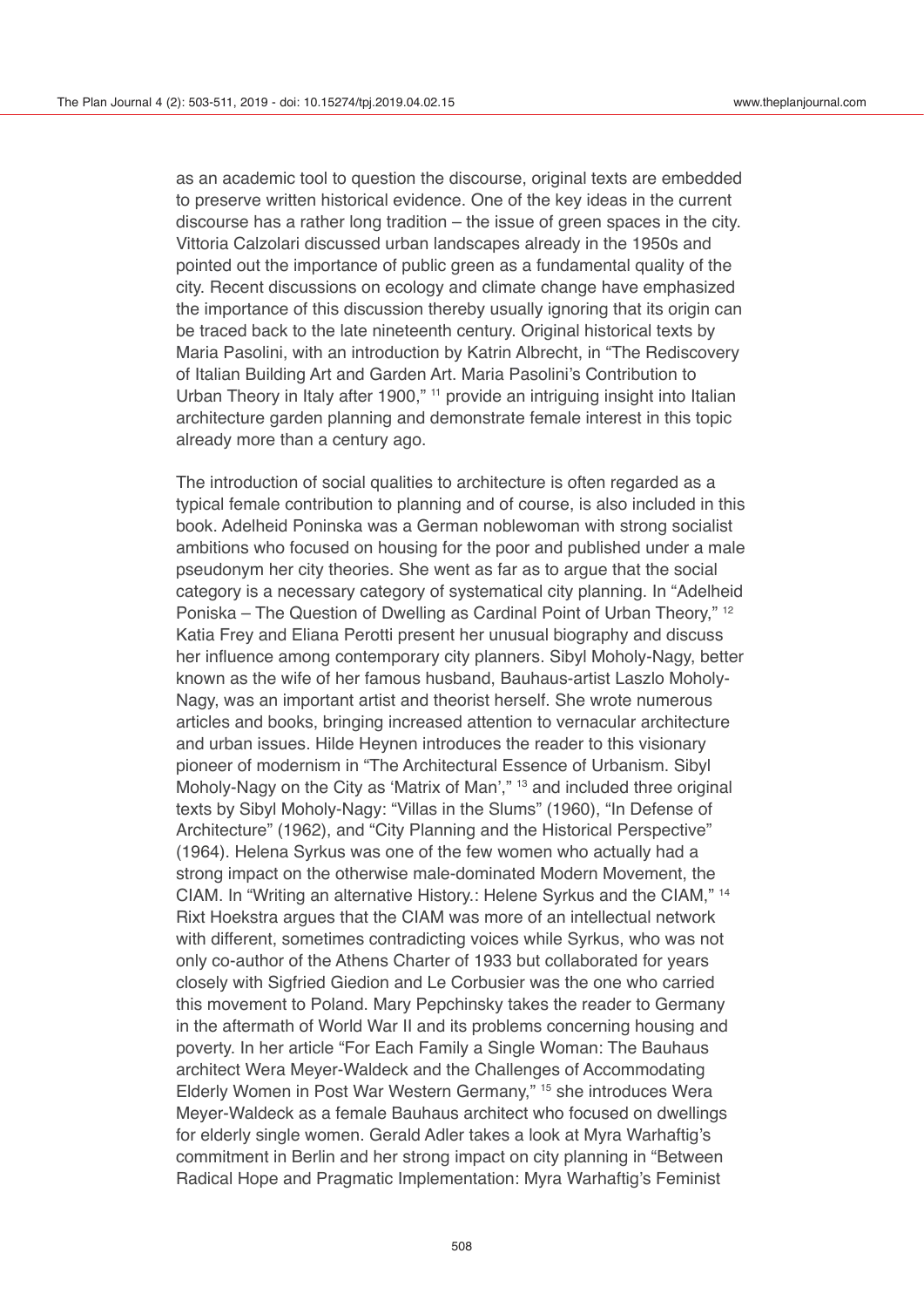as an academic tool to question the discourse, original texts are embedded to preserve written historical evidence. One of the key ideas in the current discourse has a rather long tradition – the issue of green spaces in the city. Vittoria Calzolari discussed urban landscapes already in the 1950s and pointed out the importance of public green as a fundamental quality of the city. Recent discussions on ecology and climate change have emphasized the importance of this discussion thereby usually ignoring that its origin can be traced back to the late nineteenth century. Original historical texts by Maria Pasolini, with an introduction by Katrin Albrecht, in "The Rediscovery of Italian Building Art and Garden Art. Maria Pasolini's Contribution to Urban Theory in Italy after 1900," [11] provide an intriguing insight into Italian architecture garden planning and demonstrate female interest in this topic already more than a century ago.

The introduction of social qualities to architecture is often regarded as a typical female contribution to planning and of course, is also included in this book. Adelheid Poninska was a German noblewoman with strong socialist ambitions who focused on housing for the poor and published under a male pseudonym her city theories. She went as far as to argue that the social category is a necessary category of systematical city planning. In "Adelheid Poniska – The Question of Dwelling as Cardinal Point of Urban Theory," [12] Katia Frey and Eliana Perotti present her unusual biography and discuss her influence among contemporary city planners. Sibyl Moholy-Nagy, better known as the wife of her famous husband, Bauhaus-artist Laszlo Moholy-Nagy, was an important artist and theorist herself. She wrote numerous articles and books, bringing increased attention to vernacular architecture and urban issues. Hilde Heynen introduces the reader to this visionary pioneer of modernism in "The Architectural Essence of Urbanism. Sibyl Moholy-Nagy on the City as 'Matrix of Man'," [13] and included three original texts by Sibyl Moholy-Nagy: "Villas in the Slums" (1960), "In Defense of Architecture" (1962), and "City Planning and the Historical Perspective" (1964). Helena Syrkus was one of the few women who actually had a strong impact on the otherwise male-dominated Modern Movement, the CIAM. In "Writing an alternative History.: Helene Syrkus and the CIAM," [14] Rixt Hoekstra argues that the CIAM was more of an intellectual network with different, sometimes contradicting voices while Syrkus, who was not only co-author of the Athens Charter of 1933 but collaborated for years closely with Sigfried Giedion and Le Corbusier was the one who carried this movement to Poland. Mary Pepchinsky takes the reader to Germany in the aftermath of World War II and its problems concerning housing and poverty. In her article "For Each Family a Single Woman: The Bauhaus architect Wera Meyer-Waldeck and the Challenges of Accommodating Elderly Women in Post War Western Germany," [15] she introduces Wera Meyer-Waldeck as a female Bauhaus architect who focused on dwellings for elderly single women. Gerald Adler takes a look at Myra Warhaftig's commitment in Berlin and her strong impact on city planning in "Between Radical Hope and Pragmatic Implementation: Myra Warhaftig's Feminist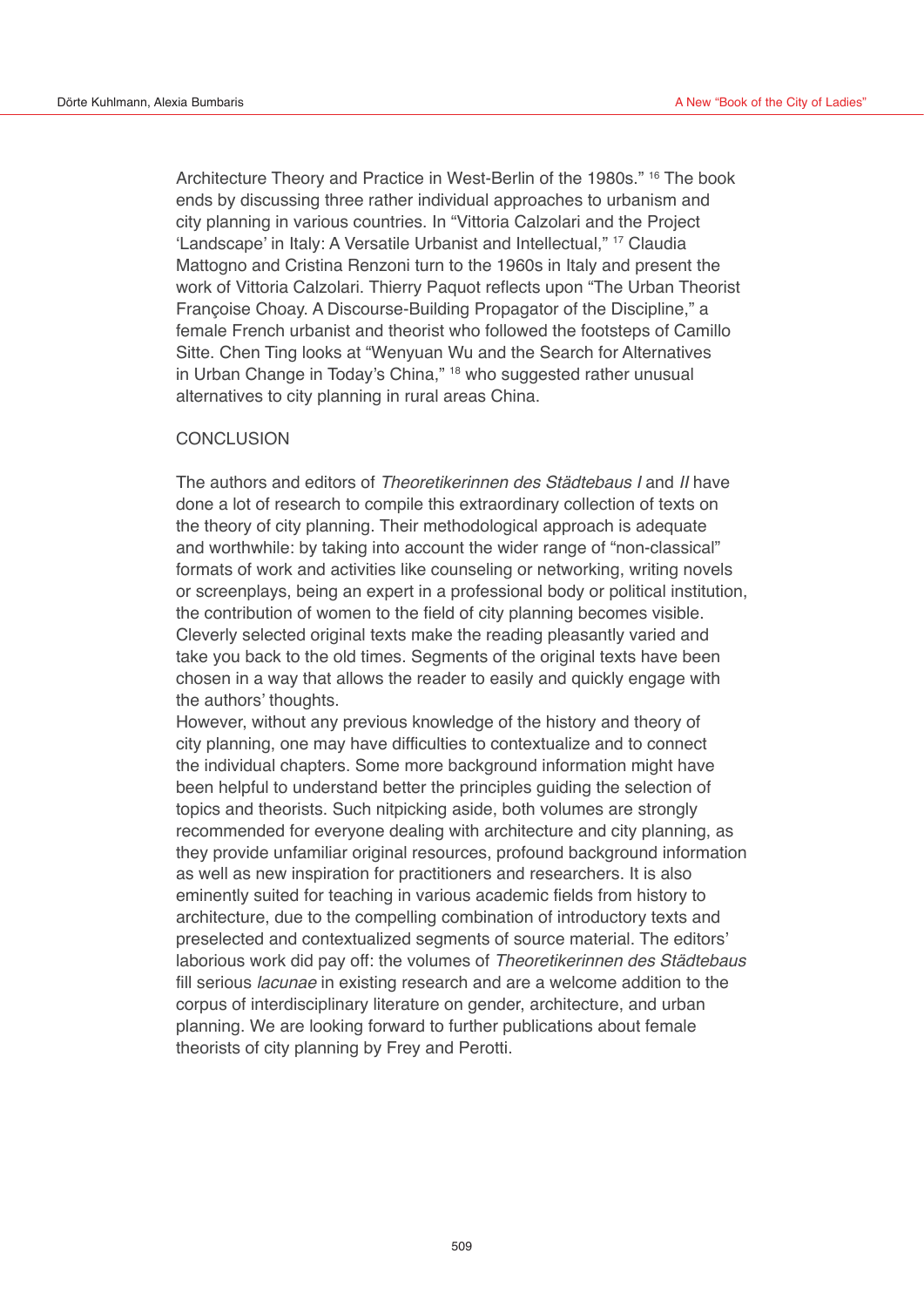Architecture Theory and Practice in West-Berlin of the 1980s." [16] The book ends by discussing three rather individual approaches to urbanism and city planning in various countries. In "Vittoria Calzolari and the Project 'Landscape' in Italy: A Versatile Urbanist and Intellectual," [17] Claudia Mattogno and Cristina Renzoni turn to the 1960s in Italy and present the work of Vittoria Calzolari. Thierry Paquot reflects upon "The Urban Theorist Françoise Choay. A Discourse-Building Propagator of the Discipline," a female French urbanist and theorist who followed the footsteps of Camillo Sitte. Chen Ting looks at "Wenyuan Wu and the Search for Alternatives in Urban Change in Today's China," [18] who suggested rather unusual alternatives to city planning in rural areas China.

## CONCLUSION

The authors and editors of *Theoretikerinnen des Städtebaus I* and *II* have done a lot of research to compile this extraordinary collection of texts on the theory of city planning. Their methodological approach is adequate and worthwhile: by taking into account the wider range of "non-classical" formats of work and activities like counseling or networking, writing novels or screenplays, being an expert in a professional body or political institution, the contribution of women to the field of city planning becomes visible. Cleverly selected original texts make the reading pleasantly varied and take you back to the old times. Segments of the original texts have been chosen in a way that allows the reader to easily and quickly engage with the authors' thoughts.

However, without any previous knowledge of the history and theory of city planning, one may have difficulties to contextualize and to connect the individual chapters. Some more background information might have been helpful to understand better the principles guiding the selection of topics and theorists. Such nitpicking aside, both volumes are strongly recommended for everyone dealing with architecture and city planning, as they provide unfamiliar original resources, profound background information as well as new inspiration for practitioners and researchers. It is also eminently suited for teaching in various academic fields from history to architecture, due to the compelling combination of introductory texts and preselected and contextualized segments of source material. The editors' laborious work did pay off: the volumes of *Theoretikerinnen des Städtebaus* fill serious *lacunae* in existing research and are a welcome addition to the corpus of interdisciplinary literature on gender, architecture, and urban planning. We are looking forward to further publications about female theorists of city planning by Frey and Perotti.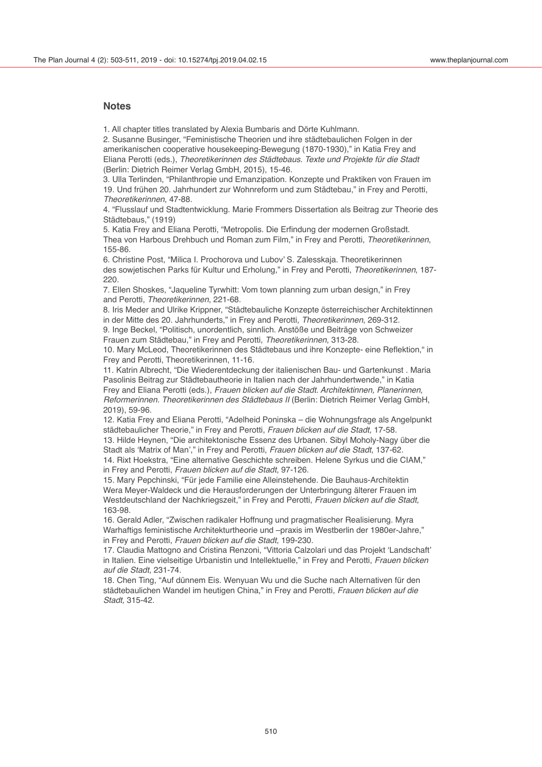## Notes

1. All chapter titles translated by Alexia Bumbaris and Dörte Kuhlmann.
2. Susanne Businger, "Feministische Theorien und ihre städtebaulichen Folgen in der amerikanischen cooperative housekeeping-Bewegung (1870-1930)," in Katia Frey and Eliana Perotti (eds.), *Theoretikerinnen des Städtebaus. Texte und Projekte für die Stadt* (Berlin: Dietrich Reimer Verlag GmbH, 2015), 15-46.
3. Ulla Terlinden, "Philanthropie und Emanzipation. Konzepte und Praktiken von Frauen im 19. Und frühen 20. Jahrhundert zur Wohnreform und zum Städtebau," in Frey and Perotti, *Theoretikerinnen*, 47-88.
4. "Flusslauf und Stadtentwicklung. Marie Frommers Dissertation als Beitrag zur Theorie des Städtebaus," (1919)
5. Katia Frey and Eliana Perotti, "Metropolis. Die Erfindung der modernen Großstadt. Thea von Harbous Drehbuch und Roman zum Film," in Frey and Perotti, *Theoretikerinnen*, 155-86.
6. Christine Post, "Milica I. Prochorova und Lubov' S. Zalesskaja. Theoretikerinnen des sowjetischen Parks für Kultur und Erholung," in Frey and Perotti, *Theoretikerinnen*, 187-220.
7. Ellen Shoskes, "Jaqueline Tyrwhitt: Vom town planning zum urban design," in Frey and Perotti, *Theoretikerinnen*, 221-68.
8. Iris Meder and Ulrike Krippner, "Städtebauliche Konzepte österreichischer Architektinnen in der Mitte des 20. Jahrhunderts," in Frey and Perotti, *Theoretikerinnen*, 269-312.
9. Inge Beckel, "Politisch, unordentlich, sinnlich. Anstöße und Beiträge von Schweizer Frauen zum Städtebau," in Frey and Perotti, *Theoretikerinnen*, 313-28.
10. Mary McLeod, Theoretikerinnen des Städtebaus und ihre Konzepte- eine Reflektion," in Frey and Perotti, Theoretikerinnen, 11-16.
11. Katrin Albrecht, "Die Wiederentdeckung der italienischen Bau- und Gartenkunst . Maria Pasolinis Beitrag zur Städtebautheorie in Italien nach der Jahrhundertwende," in Katia Frey and Eliana Perotti (eds.), *Frauen blicken auf die Stadt. Architektinnen, Planerinnen, Reformerinnen. Theoretikerinnen des Städtebaus II* (Berlin: Dietrich Reimer Verlag GmbH, 2019), 59-96.
12. Katia Frey and Eliana Perotti, "Adelheid Poninska – die Wohnungsfrage als Angelpunkt städtebaulicher Theorie," in Frey and Perotti, *Frauen blicken auf die Stadt,* 17-58.
13. Hilde Heynen, "Die architektonische Essenz des Urbanen. Sibyl Moholy-Nagy über die Stadt als 'Matrix of Man'," in Frey and Perotti, *Frauen blicken auf die Stadt*, 137-62.
14. Rixt Hoekstra, "Eine alternative Geschichte schreiben. Helene Syrkus und die CIAM," in Frey and Perotti, *Frauen blicken auf die Stadt*, 97-126.
15. Mary Pepchinski, "Für jede Familie eine Alleinstehende. Die Bauhaus-Architektin Wera Meyer-Waldeck und die Herausforderungen der Unterbringung älterer Frauen im Westdeutschland der Nachkriegszeit," in Frey and Perotti, *Frauen blicken auf die Stadt,* 163-98.
16. Gerald Adler, "Zwischen radikaler Hoffnung und pragmatischer Realisierung. Myra Warhaftigs feministische Architekturtheorie und –praxis im Westberlin der 1980er-Jahre," in Frey and Perotti, *Frauen blicken auf die Stadt,* 199-230.
17. Claudia Mattogno and Cristina Renzoni, "Vittoria Calzolari und das Projekt 'Landschaft' in Italien. Eine vielseitige Urbanistin und Intellektuelle," in Frey and Perotti, *Frauen blicken auf die Stadt,* 231-74.
18. Chen Ting, "Auf dünnem Eis. Wenyuan Wu und die Suche nach Alternativen für den städtebaulichen Wandel im heutigen China," in Frey and Perotti, *Frauen blicken auf die Stadt,* 315-42.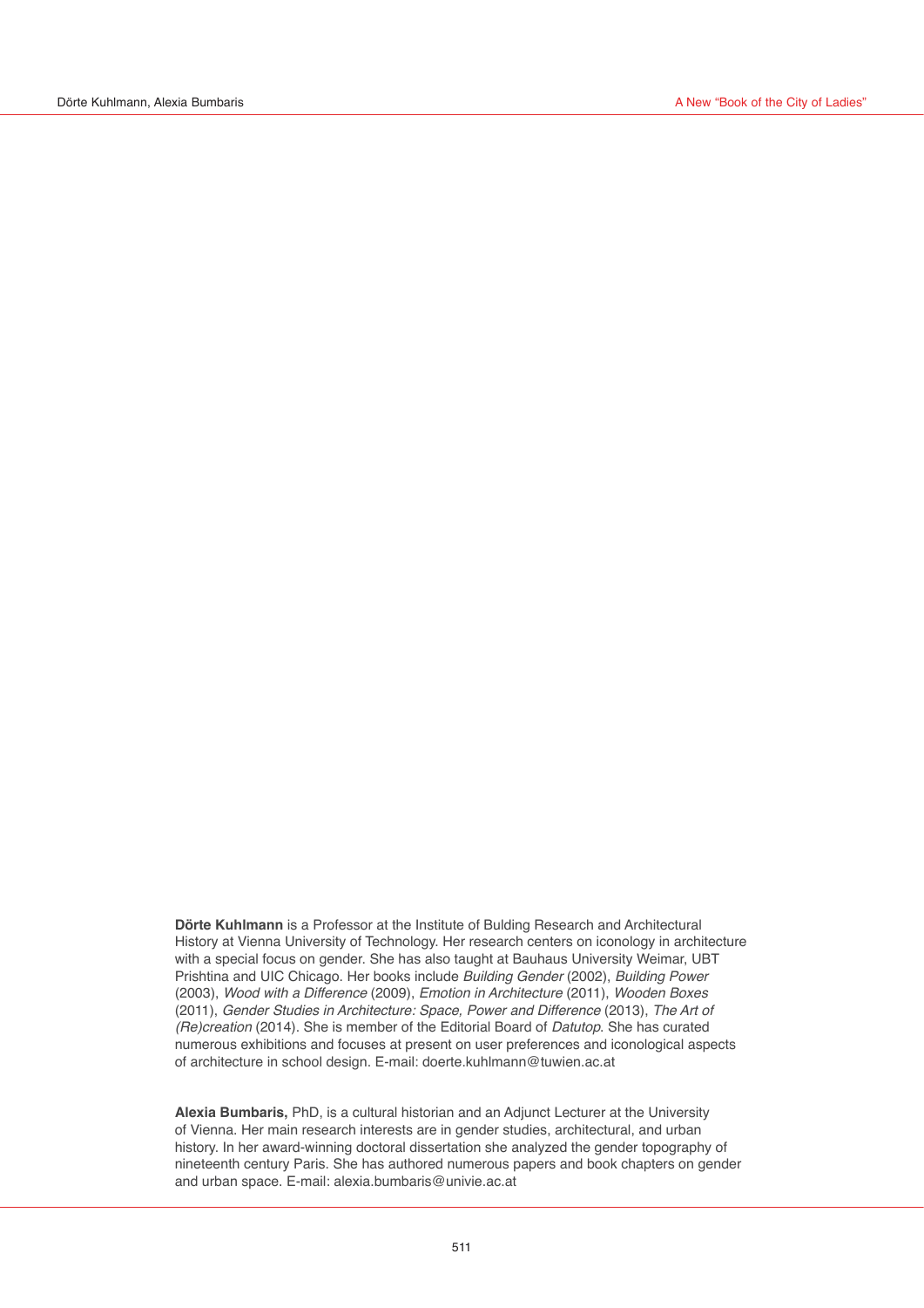**Dörte Kuhlmann** is a Professor at the Institute of Bulding Research and Architectural History at Vienna University of Technology. Her research centers on iconology in architecture with a special focus on gender. She has also taught at Bauhaus University Weimar, UBT Prishtina and UIC Chicago. Her books include *Building Gender* (2002), *Building Power* (2003), *Wood with a Difference* (2009), *Emotion in Architecture* (2011), *Wooden Boxes* (2011), *Gender Studies in Architecture: Space, Power and Difference* (2013), *The Art of (Re)creation* (2014). She is member of the Editorial Board of *Datutop*. She has curated numerous exhibitions and focuses at present on user preferences and iconological aspects of architecture in school design. E-mail: doerte.kuhlmann@tuwien.ac.at

**Alexia Bumbaris,** PhD, is a cultural historian and an Adjunct Lecturer at the University of Vienna. Her main research interests are in gender studies, architectural, and urban history. In her award-winning doctoral dissertation she analyzed the gender topography of nineteenth century Paris. She has authored numerous papers and book chapters on gender and urban space. E-mail: alexia.bumbaris@univie.ac.at